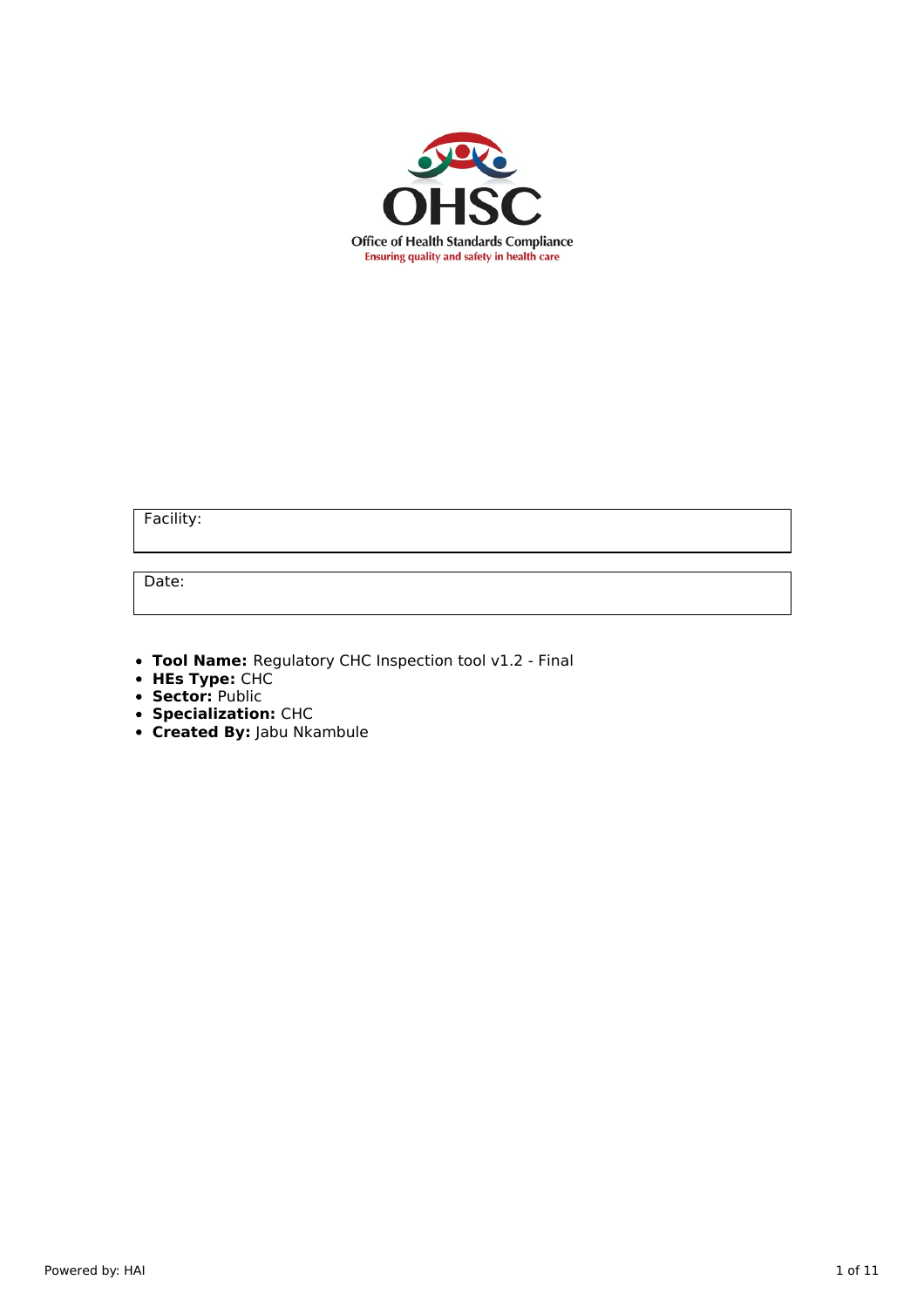OHSC

Office of Health Standards Compliance
Ensuring quality and safety in health care

| Facility: |
|---|

| Date: |
|---|

- **Tool Name:** Regulatory CHC Inspection tool v1.2 - Final
- **HEs Type:** CHC
- **Sector:** Public
- **Specialization:** CHC
- **Created By:** Jabu Nkambule

Powered by: HAI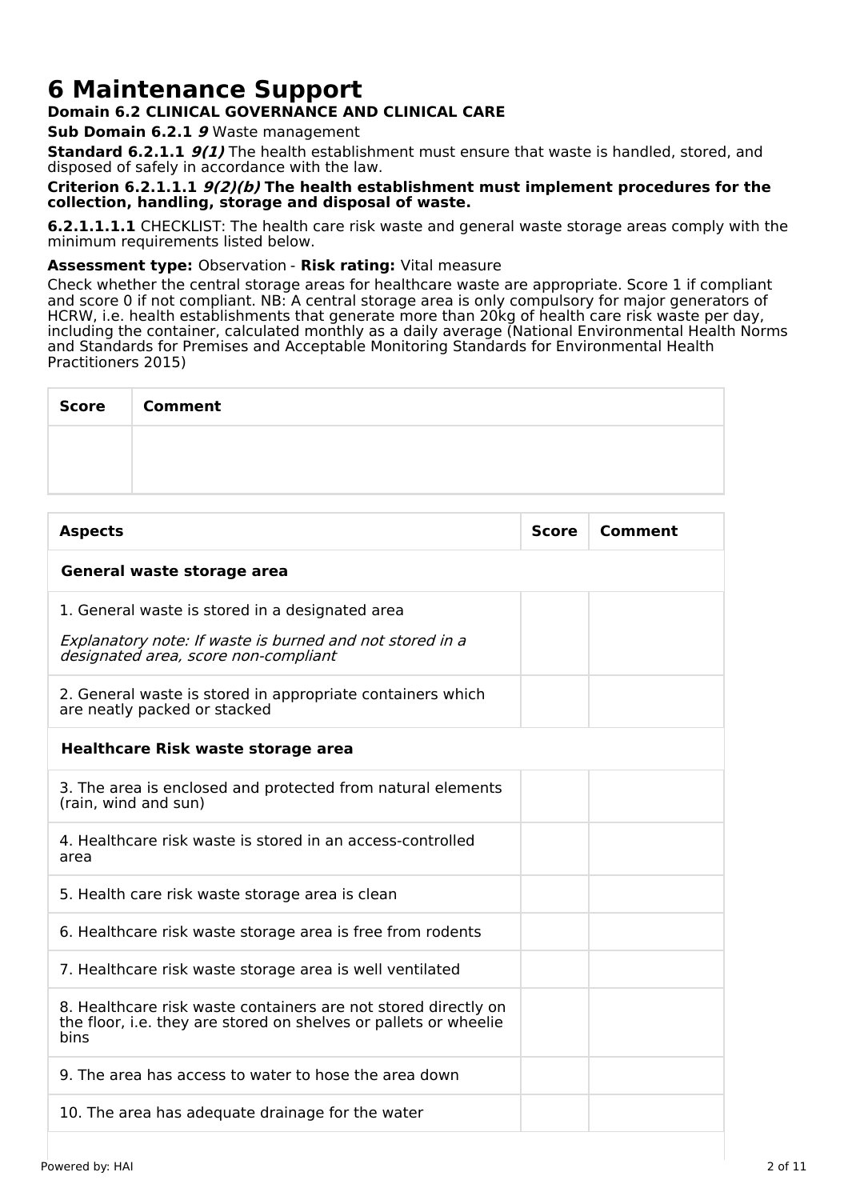# 6 Maintenance Support

**Domain 6.2 CLINICAL GOVERNANCE AND CLINICAL CARE**

**Sub Domain 6.2.1** ***9*** Waste management

**Standard 6.2.1.1** ***9(1)*** The health establishment must ensure that waste is handled, stored, and disposed of safely in accordance with the law.

**Criterion 6.2.1.1.1** ***9(2)(b)*** **The health establishment must implement procedures for the collection, handling, storage and disposal of waste.**

**6.2.1.1.1.1** CHECKLIST: The health care risk waste and general waste storage areas comply with the minimum requirements listed below.

**Assessment type:** Observation - **Risk rating:** Vital measure

Check whether the central storage areas for healthcare waste are appropriate. Score 1 if compliant and score 0 if not compliant. NB: A central storage area is only compulsory for major generators of HCRW, i.e. health establishments that generate more than 20kg of health care risk waste per day, including the container, calculated monthly as a daily average (National Environmental Health Norms and Standards for Premises and Acceptable Monitoring Standards for Environmental Health Practitioners 2015)

| Score | Comment |
|---|---|
| | |

| Aspects | Score | Comment |
|---|---|---|
| **General waste storage area** | | |
| 1. General waste is stored in a designated area<br>*Explanatory note: If waste is burned and not stored in a designated area, score non-compliant* | | |
| 2. General waste is stored in appropriate containers which are neatly packed or stacked | | |
| **Healthcare Risk waste storage area** | | |
| 3. The area is enclosed and protected from natural elements (rain, wind and sun) | | |
| 4. Healthcare risk waste is stored in an access-controlled area | | |
| 5. Health care risk waste storage area is clean | | |
| 6. Healthcare risk waste storage area is free from rodents | | |
| 7. Healthcare risk waste storage area is well ventilated | | |
| 8. Healthcare risk waste containers are not stored directly on the floor, i.e. they are stored on shelves or pallets or wheelie bins | | |
| 9. The area has access to water to hose the area down | | |
| 10. The area has adequate drainage for the water | | |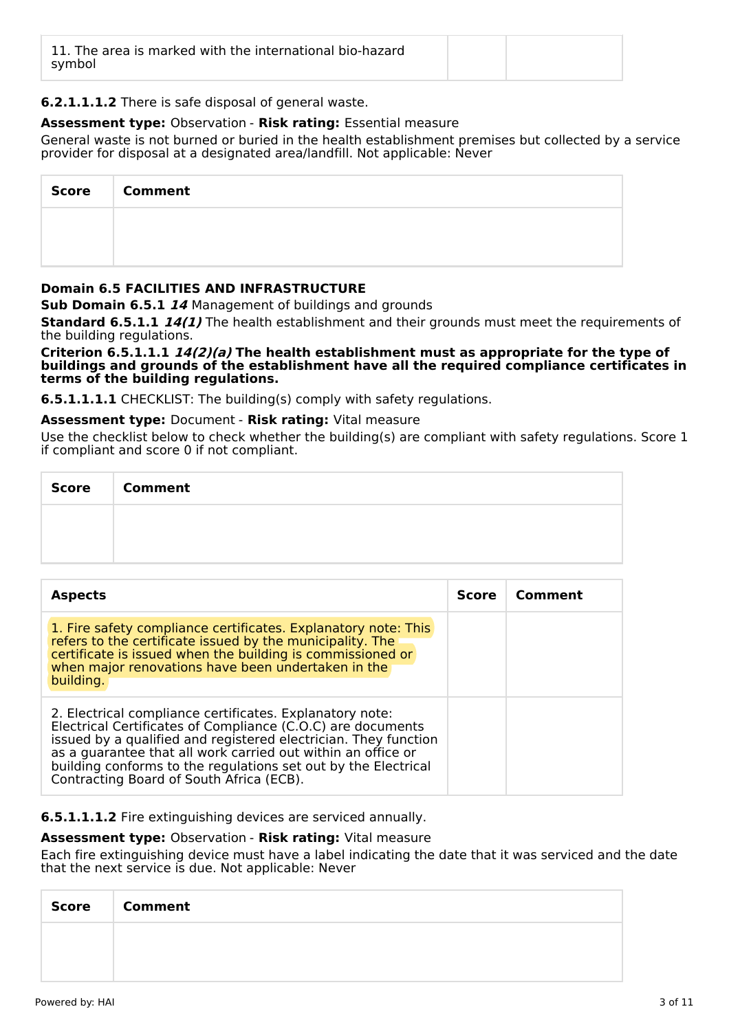| | | |
|---|---|---|
| 11. The area is marked with the international bio-hazard symbol | | |

**6.2.1.1.1.2** There is safe disposal of general waste.

**Assessment type:** Observation - **Risk rating:** Essential measure

General waste is not burned or buried in the health establishment premises but collected by a service provider for disposal at a designated area/landfill. Not applicable: Never

| Score | Comment |
|---|---|
| | |

**Domain 6.5 FACILITIES AND INFRASTRUCTURE**

**Sub Domain 6.5.1** ***14*** Management of buildings and grounds

**Standard 6.5.1.1** ***14(1)*** The health establishment and their grounds must meet the requirements of the building regulations.

**Criterion 6.5.1.1.1** ***14(2)(a)*** **The health establishment must as appropriate for the type of buildings and grounds of the establishment have all the required compliance certificates in terms of the building regulations.**

**6.5.1.1.1.1** CHECKLIST: The building(s) comply with safety regulations.

**Assessment type:** Document - **Risk rating:** Vital measure

Use the checklist below to check whether the building(s) are compliant with safety regulations. Score 1 if compliant and score 0 if not compliant.

| Score | Comment |
|---|---|
| | |

| Aspects | Score | Comment |
|---|---|---|
| 1. Fire safety compliance certificates. Explanatory note: This refers to the certificate issued by the municipality. The certificate is issued when the building is commissioned or when major renovations have been undertaken in the building. | | |
| 2. Electrical compliance certificates. Explanatory note: Electrical Certificates of Compliance (C.O.C) are documents issued by a qualified and registered electrician. They function as a guarantee that all work carried out within an office or building conforms to the regulations set out by the Electrical Contracting Board of South Africa (ECB). | | |

**6.5.1.1.1.2** Fire extinguishing devices are serviced annually.

**Assessment type:** Observation - **Risk rating:** Vital measure

Each fire extinguishing device must have a label indicating the date that it was serviced and the date that the next service is due. Not applicable: Never

| Score | Comment |
|---|---|
| | |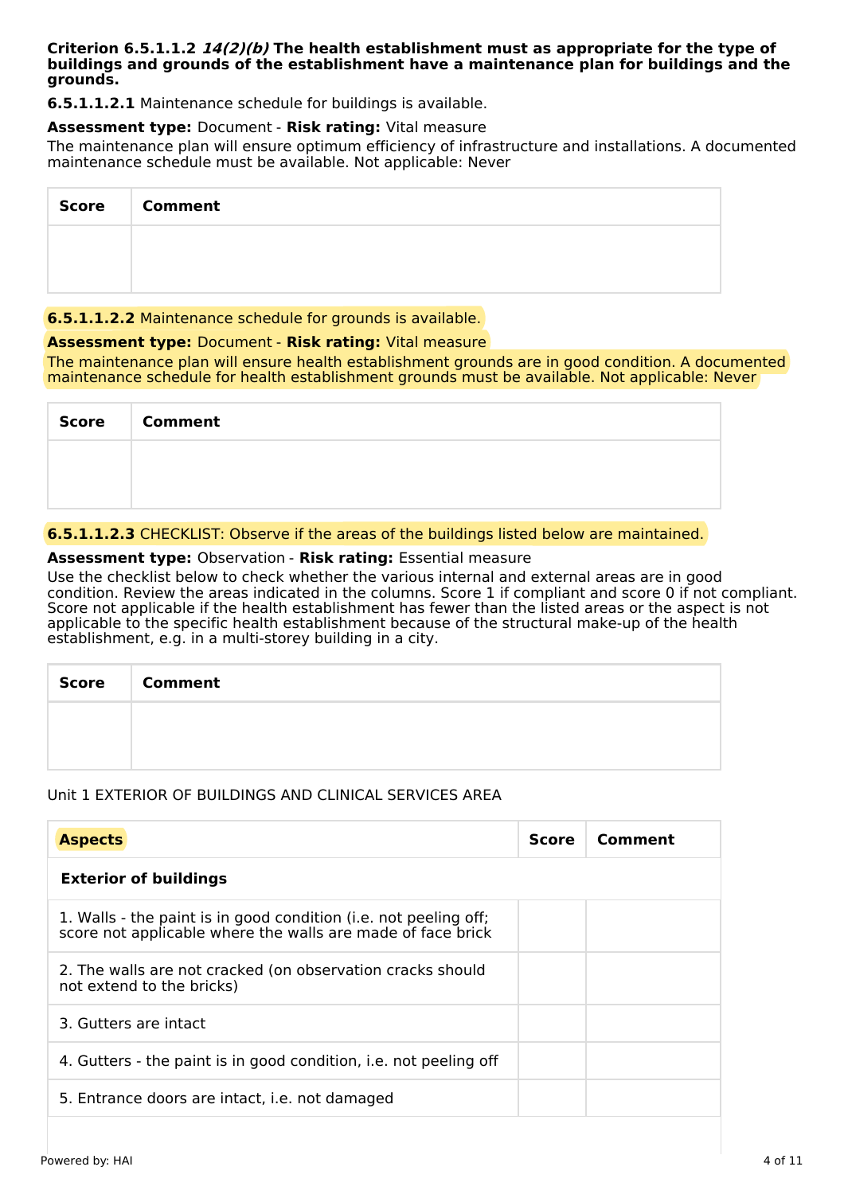**Criterion 6.5.1.1.2 *14(2)(b)* The health establishment must as appropriate for the type of buildings and grounds of the establishment have a maintenance plan for buildings and the grounds.**

**6.5.1.1.2.1** Maintenance schedule for buildings is available.

**Assessment type:** Document - **Risk rating:** Vital measure

The maintenance plan will ensure optimum efficiency of infrastructure and installations. A documented maintenance schedule must be available. Not applicable: Never

| Score | Comment |
| --- | --- |
| | |

**6.5.1.1.2.2** Maintenance schedule for grounds is available.

**Assessment type:** Document - **Risk rating:** Vital measure

The maintenance plan will ensure health establishment grounds are in good condition. A documented maintenance schedule for health establishment grounds must be available. Not applicable: Never

| Score | Comment |
| --- | --- |
| | |

**6.5.1.1.2.3** CHECKLIST: Observe if the areas of the buildings listed below are maintained.

**Assessment type:** Observation - **Risk rating:** Essential measure

Use the checklist below to check whether the various internal and external areas are in good condition. Review the areas indicated in the columns. Score 1 if compliant and score 0 if not compliant. Score not applicable if the health establishment has fewer than the listed areas or the aspect is not applicable to the specific health establishment because of the structural make-up of the health establishment, e.g. in a multi-storey building in a city.

| Score | Comment |
| --- | --- |
| | |

Unit 1 EXTERIOR OF BUILDINGS AND CLINICAL SERVICES AREA

| Aspects | Score | Comment |
| --- | --- | --- |
| **Exterior of buildings** | | |
| 1. Walls - the paint is in good condition (i.e. not peeling off; score not applicable where the walls are made of face brick | | |
| 2. The walls are not cracked (on observation cracks should not extend to the bricks) | | |
| 3. Gutters are intact | | |
| 4. Gutters - the paint is in good condition, i.e. not peeling off | | |
| 5. Entrance doors are intact, i.e. not damaged | | |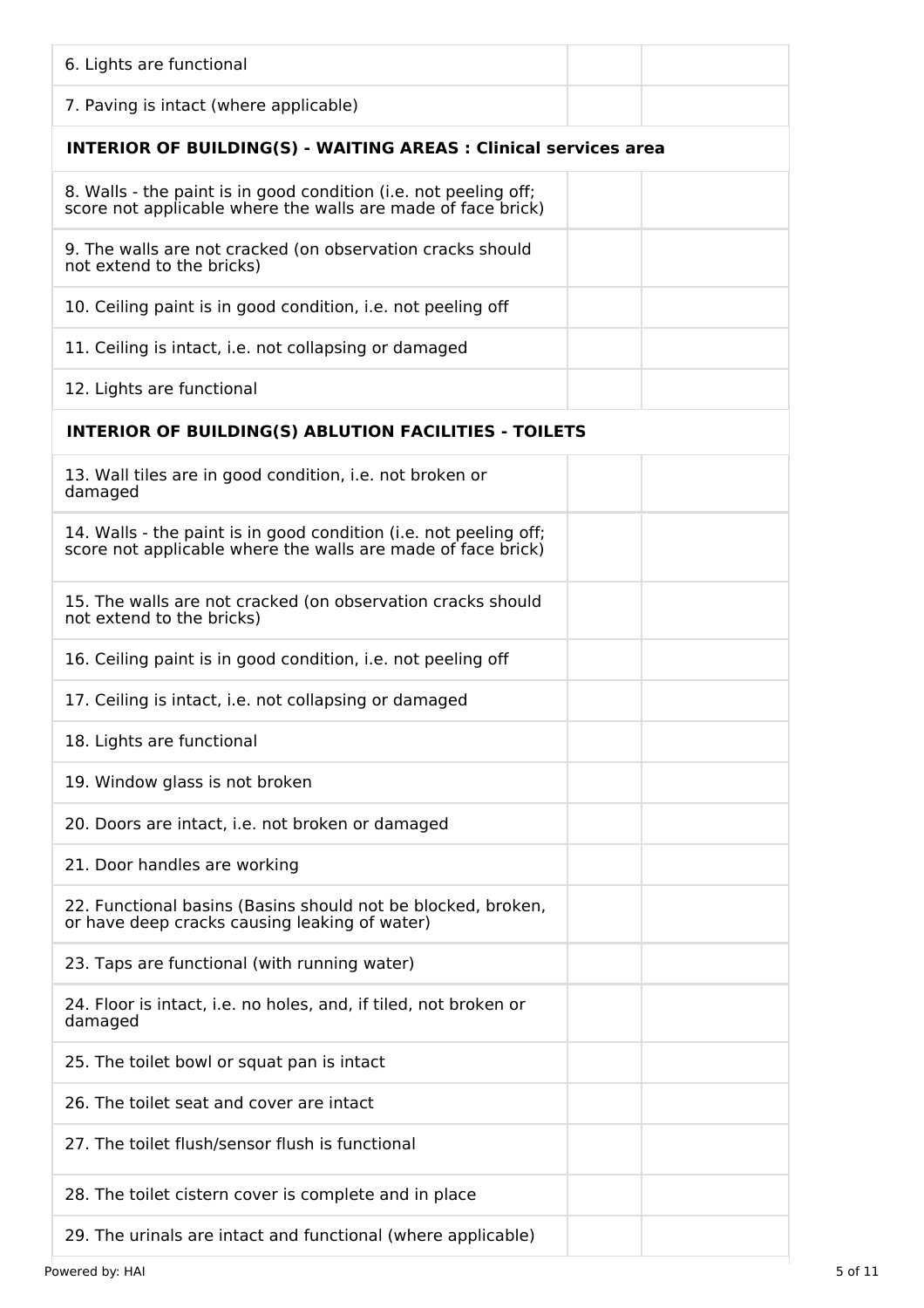| | | |
|---|---|---|
| 6. Lights are functional | | |
| 7. Paving is intact (where applicable) | | |
| **INTERIOR OF BUILDING(S) - WAITING AREAS : Clinical services area** | | |
| 8. Walls - the paint is in good condition (i.e. not peeling off; score not applicable where the walls are made of face brick) | | |
| 9. The walls are not cracked (on observation cracks should not extend to the bricks) | | |
| 10. Ceiling paint is in good condition, i.e. not peeling off | | |
| 11. Ceiling is intact, i.e. not collapsing or damaged | | |
| 12. Lights are functional | | |
| **INTERIOR OF BUILDING(S) ABLUTION FACILITIES - TOILETS** | | |
| 13. Wall tiles are in good condition, i.e. not broken or damaged | | |
| 14. Walls - the paint is in good condition (i.e. not peeling off; score not applicable where the walls are made of face brick) | | |
| 15. The walls are not cracked (on observation cracks should not extend to the bricks) | | |
| 16. Ceiling paint is in good condition, i.e. not peeling off | | |
| 17. Ceiling is intact, i.e. not collapsing or damaged | | |
| 18. Lights are functional | | |
| 19. Window glass is not broken | | |
| 20. Doors are intact, i.e. not broken or damaged | | |
| 21. Door handles are working | | |
| 22. Functional basins (Basins should not be blocked, broken, or have deep cracks causing leaking of water) | | |
| 23. Taps are functional (with running water) | | |
| 24. Floor is intact, i.e. no holes, and, if tiled, not broken or damaged | | |
| 25. The toilet bowl or squat pan is intact | | |
| 26. The toilet seat and cover are intact | | |
| 27. The toilet flush/sensor flush is functional | | |
| 28. The toilet cistern cover is complete and in place | | |
| 29. The urinals are intact and functional (where applicable) | | |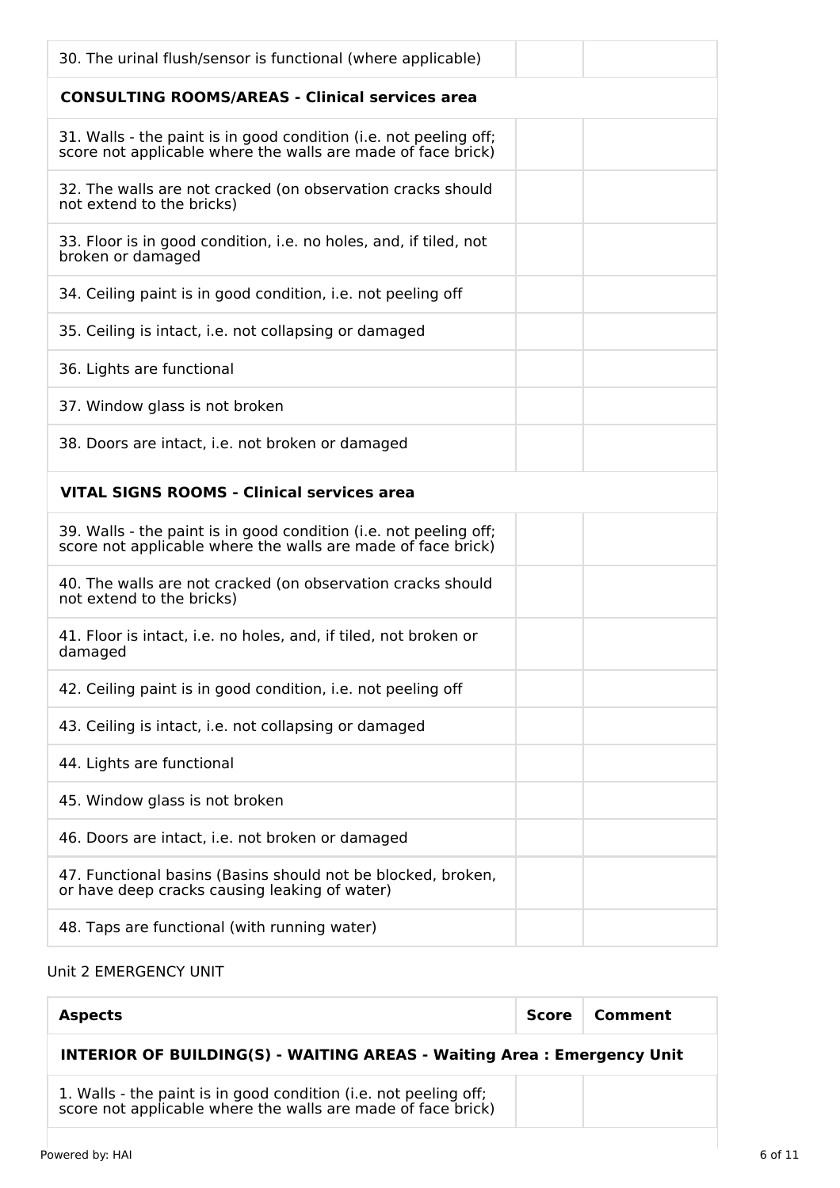| | | |
|---|---|---|
| 30. The urinal flush/sensor is functional (where applicable) | | |
| **CONSULTING ROOMS/AREAS - Clinical services area** | | |
| 31. Walls - the paint is in good condition (i.e. not peeling off; score not applicable where the walls are made of face brick) | | |
| 32. The walls are not cracked (on observation cracks should not extend to the bricks) | | |
| 33. Floor is in good condition, i.e. no holes, and, if tiled, not broken or damaged | | |
| 34. Ceiling paint is in good condition, i.e. not peeling off | | |
| 35. Ceiling is intact, i.e. not collapsing or damaged | | |
| 36. Lights are functional | | |
| 37. Window glass is not broken | | |
| 38. Doors are intact, i.e. not broken or damaged | | |
| **VITAL SIGNS ROOMS - Clinical services area** | | |
| 39. Walls - the paint is in good condition (i.e. not peeling off; score not applicable where the walls are made of face brick) | | |
| 40. The walls are not cracked (on observation cracks should not extend to the bricks) | | |
| 41. Floor is intact, i.e. no holes, and, if tiled, not broken or damaged | | |
| 42. Ceiling paint is in good condition, i.e. not peeling off | | |
| 43. Ceiling is intact, i.e. not collapsing or damaged | | |
| 44. Lights are functional | | |
| 45. Window glass is not broken | | |
| 46. Doors are intact, i.e. not broken or damaged | | |
| 47. Functional basins (Basins should not be blocked, broken, or have deep cracks causing leaking of water) | | |
| 48. Taps are functional (with running water) | | |

Unit 2 EMERGENCY UNIT

| Aspects | Score | Comment |
|---|---|---|
| **INTERIOR OF BUILDING(S) - WAITING AREAS - Waiting Area : Emergency Unit** | | |
| 1. Walls - the paint is in good condition (i.e. not peeling off; score not applicable where the walls are made of face brick) | | |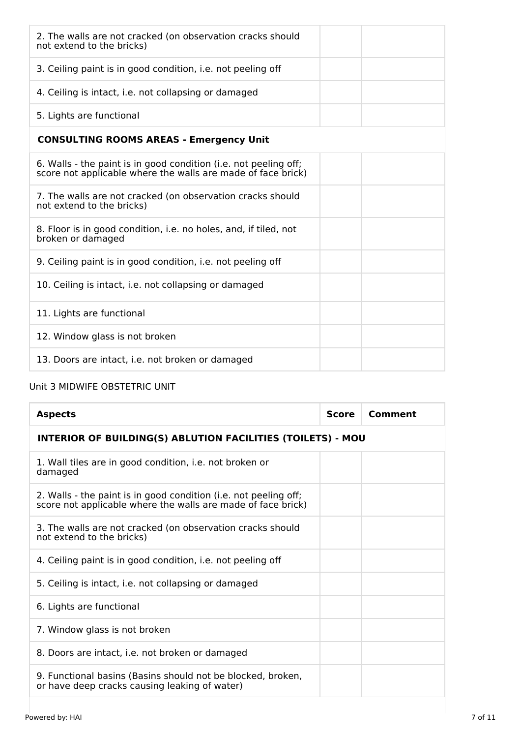| | | |
|---|---|---|
| 2. The walls are not cracked (on observation cracks should not extend to the bricks) | | |
| 3. Ceiling paint is in good condition, i.e. not peeling off | | |
| 4. Ceiling is intact, i.e. not collapsing or damaged | | |
| 5. Lights are functional | | |
| **CONSULTING ROOMS AREAS - Emergency Unit** | | |
| 6. Walls - the paint is in good condition (i.e. not peeling off; score not applicable where the walls are made of face brick) | | |
| 7. The walls are not cracked (on observation cracks should not extend to the bricks) | | |
| 8. Floor is in good condition, i.e. no holes, and, if tiled, not broken or damaged | | |
| 9. Ceiling paint is in good condition, i.e. not peeling off | | |
| 10. Ceiling is intact, i.e. not collapsing or damaged | | |
| 11. Lights are functional | | |
| 12. Window glass is not broken | | |
| 13. Doors are intact, i.e. not broken or damaged | | |

Unit 3 MIDWIFE OBSTETRIC UNIT

| Aspects | Score | Comment |
|---|---|---|
| **INTERIOR OF BUILDING(S) ABLUTION FACILITIES (TOILETS) - MOU** | | |
| 1. Wall tiles are in good condition, i.e. not broken or damaged | | |
| 2. Walls - the paint is in good condition (i.e. not peeling off; score not applicable where the walls are made of face brick) | | |
| 3. The walls are not cracked (on observation cracks should not extend to the bricks) | | |
| 4. Ceiling paint is in good condition, i.e. not peeling off | | |
| 5. Ceiling is intact, i.e. not collapsing or damaged | | |
| 6. Lights are functional | | |
| 7. Window glass is not broken | | |
| 8. Doors are intact, i.e. not broken or damaged | | |
| 9. Functional basins (Basins should not be blocked, broken, or have deep cracks causing leaking of water) | | |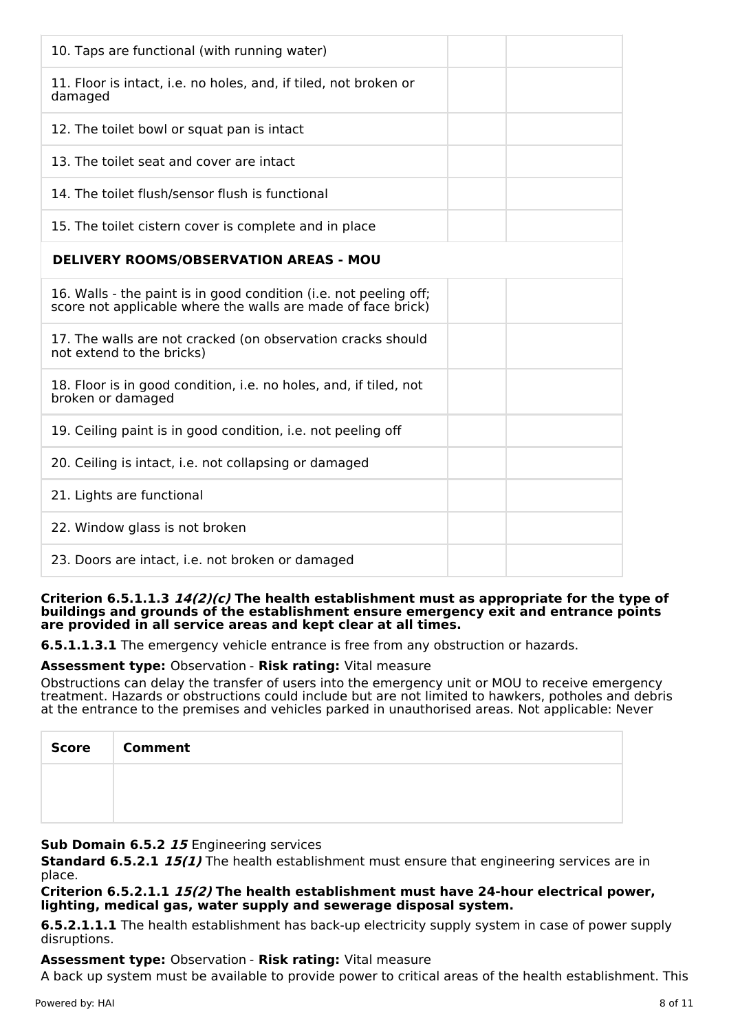| | | |
|---|---|---|
| 10. Taps are functional (with running water) | | |
| 11. Floor is intact, i.e. no holes, and, if tiled, not broken or damaged | | |
| 12. The toilet bowl or squat pan is intact | | |
| 13. The toilet seat and cover are intact | | |
| 14. The toilet flush/sensor flush is functional | | |
| 15. The toilet cistern cover is complete and in place | | |
| **DELIVERY ROOMS/OBSERVATION AREAS - MOU** | | |
| 16. Walls - the paint is in good condition (i.e. not peeling off; score not applicable where the walls are made of face brick) | | |
| 17. The walls are not cracked (on observation cracks should not extend to the bricks) | | |
| 18. Floor is in good condition, i.e. no holes, and, if tiled, not broken or damaged | | |
| 19. Ceiling paint is in good condition, i.e. not peeling off | | |
| 20. Ceiling is intact, i.e. not collapsing or damaged | | |
| 21. Lights are functional | | |
| 22. Window glass is not broken | | |
| 23. Doors are intact, i.e. not broken or damaged | | |

**Criterion 6.5.1.1.3 *14(2)(c)* The health establishment must as appropriate for the type of buildings and grounds of the establishment ensure emergency exit and entrance points are provided in all service areas and kept clear at all times.**

**6.5.1.1.3.1** The emergency vehicle entrance is free from any obstruction or hazards.

**Assessment type:** Observation - **Risk rating:** Vital measure

Obstructions can delay the transfer of users into the emergency unit or MOU to receive emergency treatment. Hazards or obstructions could include but are not limited to hawkers, potholes and debris at the entrance to the premises and vehicles parked in unauthorised areas. Not applicable: Never

| Score | Comment |
|---|---|
| | |

**Sub Domain 6.5.2 *15*** Engineering services

**Standard 6.5.2.1 *15(1)*** The health establishment must ensure that engineering services are in place.

**Criterion 6.5.2.1.1 *15(2)* The health establishment must have 24-hour electrical power, lighting, medical gas, water supply and sewerage disposal system.**

**6.5.2.1.1.1** The health establishment has back-up electricity supply system in case of power supply disruptions.

**Assessment type:** Observation - **Risk rating:** Vital measure

A back up system must be available to provide power to critical areas of the health establishment. This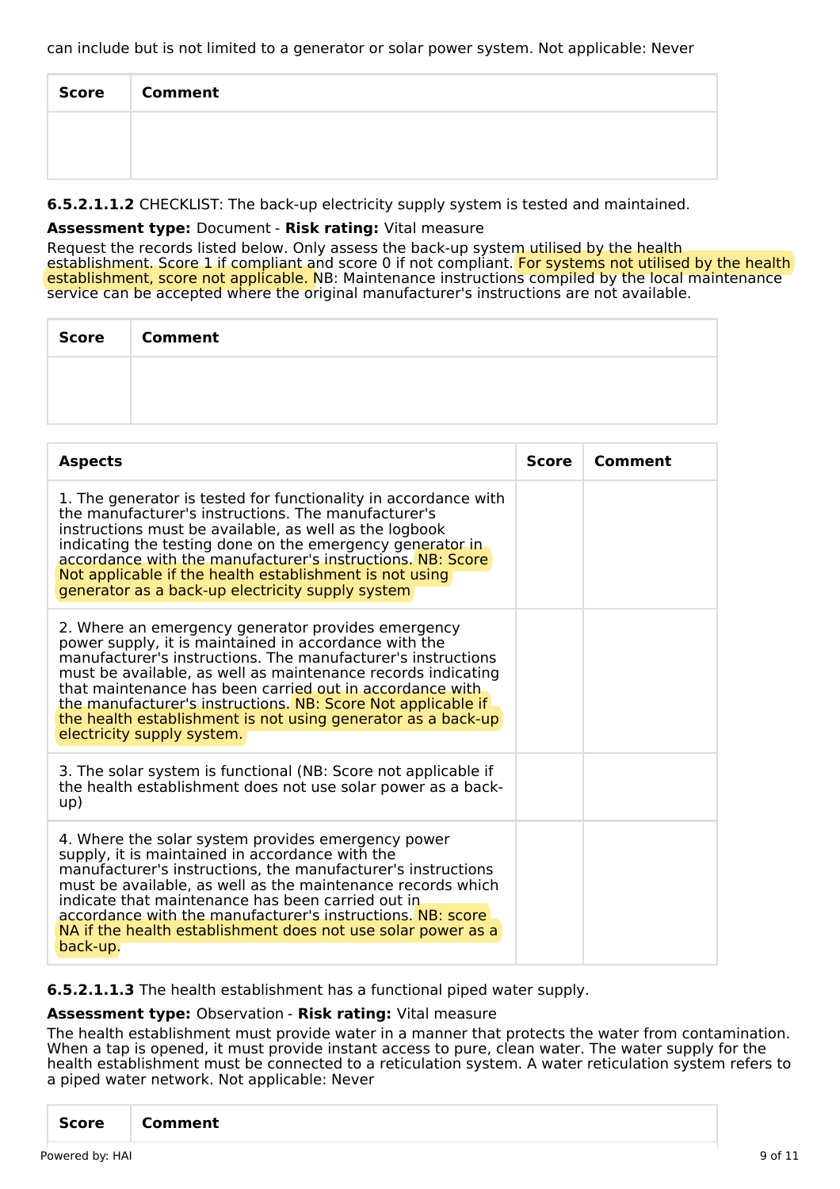can include but is not limited to a generator or solar power system. Not applicable: Never

| Score | Comment |
|---|---|
| | |

**6.5.2.1.1.2** CHECKLIST: The back-up electricity supply system is tested and maintained.

**Assessment type:** Document - **Risk rating:** Vital measure

Request the records listed below. Only assess the back-up system utilised by the health establishment. Score 1 if compliant and score 0 if not compliant. For systems not utilised by the health establishment, score not applicable. NB: Maintenance instructions compiled by the local maintenance service can be accepted where the original manufacturer's instructions are not available.

| Score | Comment |
|---|---|
| | |

| Aspects | Score | Comment |
|---|---|---|
| 1. The generator is tested for functionality in accordance with the manufacturer's instructions. The manufacturer's instructions must be available, as well as the logbook indicating the testing done on the emergency generator in accordance with the manufacturer's instructions. NB: Score Not applicable if the health establishment is not using generator as a back-up electricity supply system | | |
| 2. Where an emergency generator provides emergency power supply, it is maintained in accordance with the manufacturer's instructions. The manufacturer's instructions must be available, as well as maintenance records indicating that maintenance has been carried out in accordance with the manufacturer's instructions. NB: Score Not applicable if the health establishment is not using generator as a back-up electricity supply system. | | |
| 3. The solar system is functional (NB: Score not applicable if the health establishment does not use solar power as a back-up) | | |
| 4. Where the solar system provides emergency power supply, it is maintained in accordance with the manufacturer's instructions, the manufacturer's instructions must be available, as well as the maintenance records which indicate that maintenance has been carried out in accordance with the manufacturer's instructions. NB: score NA if the health establishment does not use solar power as a back-up. | | |

**6.5.2.1.1.3** The health establishment has a functional piped water supply.

**Assessment type:** Observation - **Risk rating:** Vital measure

The health establishment must provide water in a manner that protects the water from contamination. When a tap is opened, it must provide instant access to pure, clean water. The water supply for the health establishment must be connected to a reticulation system. A water reticulation system refers to a piped water network. Not applicable: Never

| Score | Comment |
|---|---|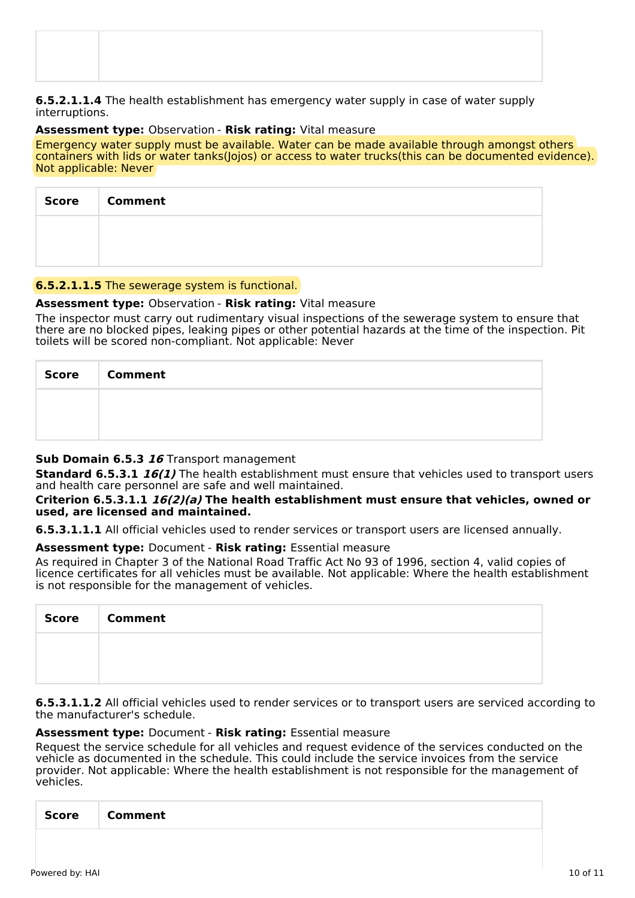| | |
|---|---|
| | |

**6.5.2.1.1.4** The health establishment has emergency water supply in case of water supply interruptions.

**Assessment type:** Observation - **Risk rating:** Vital measure

Emergency water supply must be available. Water can be made available through amongst others containers with lids or water tanks(Jojos) or access to water trucks(this can be documented evidence). Not applicable: Never

| Score | Comment |
|---|---|
| | |

**6.5.2.1.1.5** The sewerage system is functional.

**Assessment type:** Observation - **Risk rating:** Vital measure

The inspector must carry out rudimentary visual inspections of the sewerage system to ensure that there are no blocked pipes, leaking pipes or other potential hazards at the time of the inspection. Pit toilets will be scored non-compliant. Not applicable: Never

| Score | Comment |
|---|---|
| | |

**Sub Domain 6.5.3** ***16*** Transport management

**Standard 6.5.3.1** ***16(1)*** The health establishment must ensure that vehicles used to transport users and health care personnel are safe and well maintained.

**Criterion 6.5.3.1.1** ***16(2)(a)*** **The health establishment must ensure that vehicles, owned or used, are licensed and maintained.**

**6.5.3.1.1.1** All official vehicles used to render services or transport users are licensed annually.

**Assessment type:** Document - **Risk rating:** Essential measure

As required in Chapter 3 of the National Road Traffic Act No 93 of 1996, section 4, valid copies of licence certificates for all vehicles must be available. Not applicable: Where the health establishment is not responsible for the management of vehicles.

| Score | Comment |
|---|---|
| | |

**6.5.3.1.1.2** All official vehicles used to render services or to transport users are serviced according to the manufacturer's schedule.

**Assessment type:** Document - **Risk rating:** Essential measure

Request the service schedule for all vehicles and request evidence of the services conducted on the vehicle as documented in the schedule. This could include the service invoices from the service provider. Not applicable: Where the health establishment is not responsible for the management of vehicles.

| Score | Comment |
|---|---|
| | |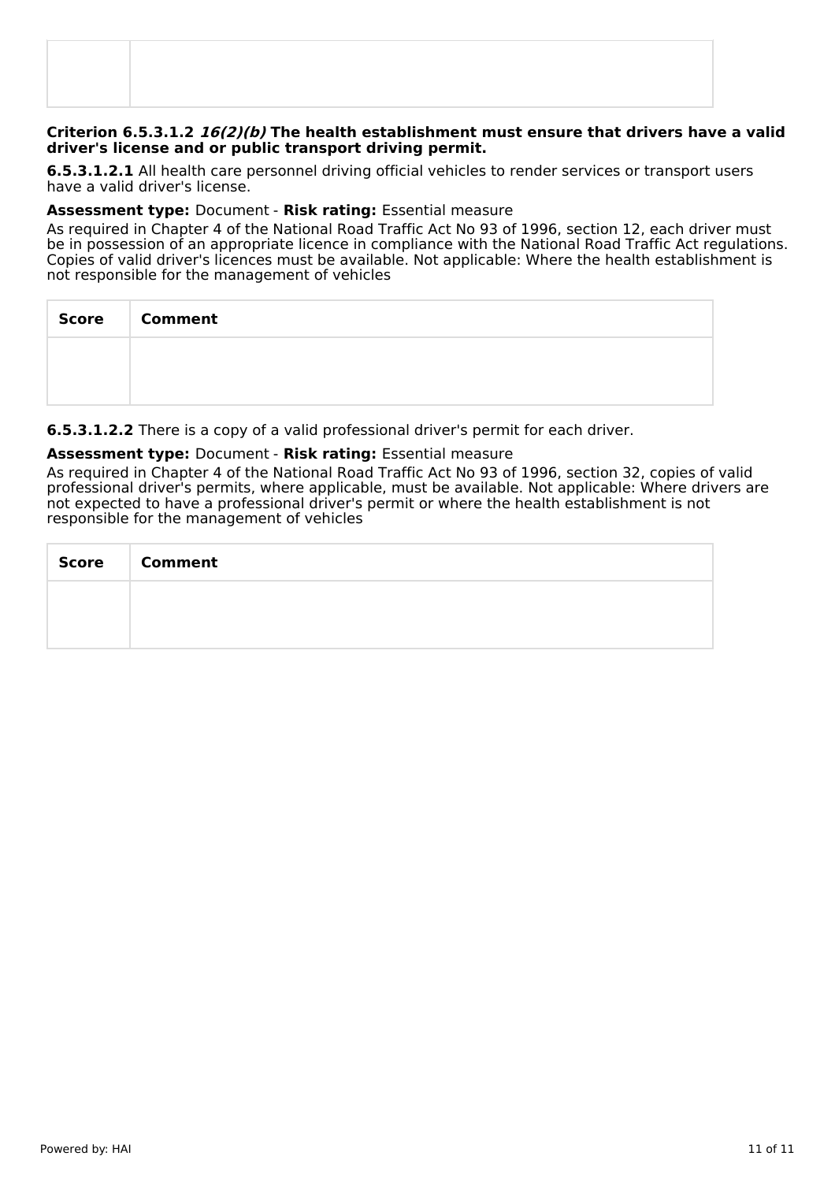| | |
|---|---|
| | |

**Criterion 6.5.3.1.2** ***16(2)(b)*** **The health establishment must ensure that drivers have a valid driver's license and or public transport driving permit.**

**6.5.3.1.2.1** All health care personnel driving official vehicles to render services or transport users have a valid driver's license.

**Assessment type:** Document - **Risk rating:** Essential measure

As required in Chapter 4 of the National Road Traffic Act No 93 of 1996, section 12, each driver must be in possession of an appropriate licence in compliance with the National Road Traffic Act regulations. Copies of valid driver's licences must be available. Not applicable: Where the health establishment is not responsible for the management of vehicles

| Score | Comment |
|---|---|
| | |

**6.5.3.1.2.2** There is a copy of a valid professional driver's permit for each driver.

**Assessment type:** Document - **Risk rating:** Essential measure

As required in Chapter 4 of the National Road Traffic Act No 93 of 1996, section 32, copies of valid professional driver's permits, where applicable, must be available. Not applicable: Where drivers are not expected to have a professional driver's permit or where the health establishment is not responsible for the management of vehicles

| Score | Comment |
|---|---|
| | |

Powered by: HAI